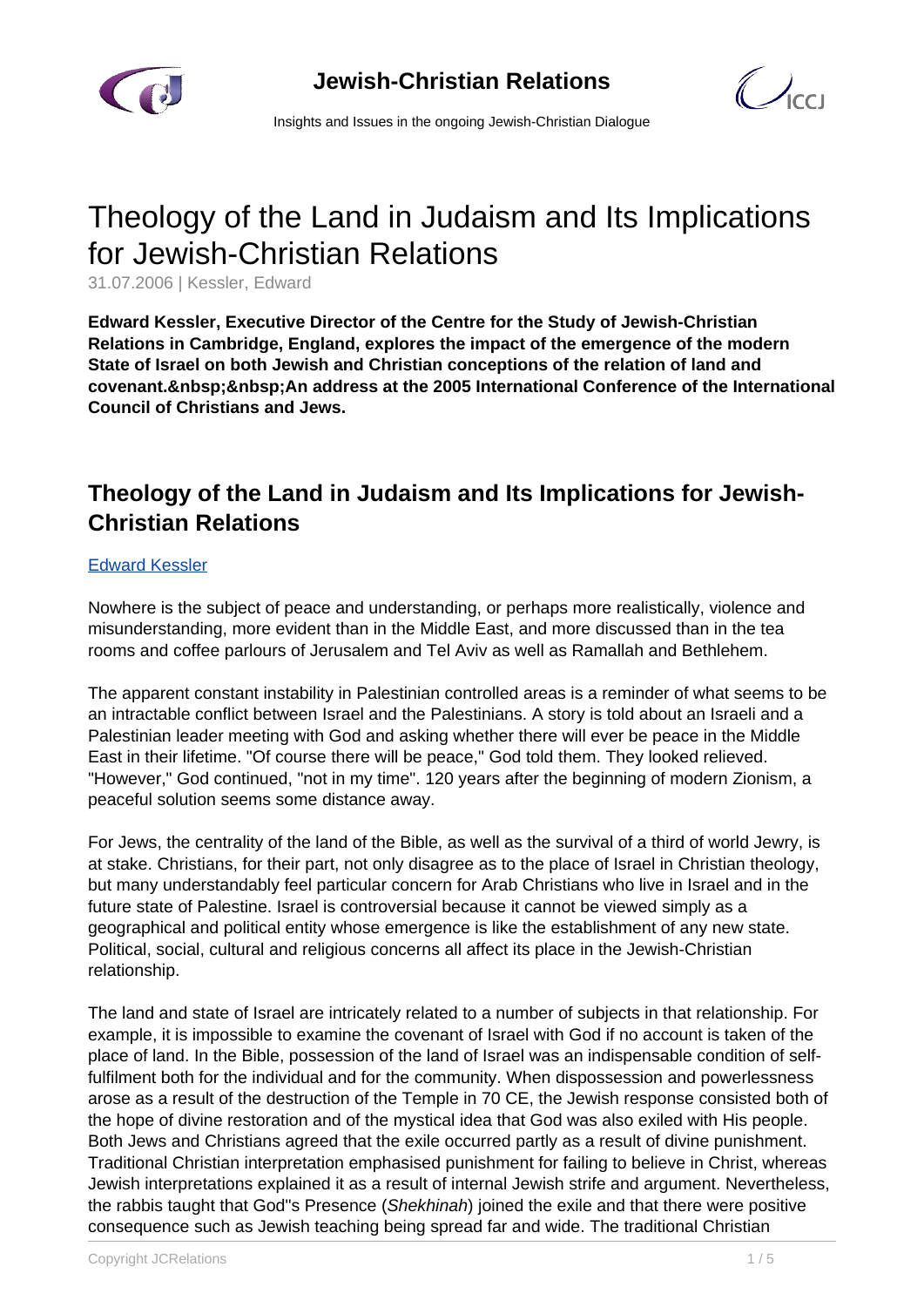# Theology of the Land in Judaism and Its Implications for Jewish-Christian Relations

31.07.2006 | Kessler, Edward

**Edward Kessler, Executive Director of the Centre for the Study of Jewish-Christian Relations in Cambridge, England, explores the impact of the emergence of the modern State of Israel on both Jewish and Christian conceptions of the relation of land and covenant.&nbsp;&nbsp;An address at the 2005 International Conference of the International Council of Christians and Jews.**

## Theology of the Land in Judaism and Its Implications for Jewish-Christian Relations

Edward Kessler

Nowhere is the subject of peace and understanding, or perhaps more realistically, violence and misunderstanding, more evident than in the Middle East, and more discussed than in the tea rooms and coffee parlours of Jerusalem and Tel Aviv as well as Ramallah and Bethlehem.

The apparent constant instability in Palestinian controlled areas is a reminder of what seems to be an intractable conflict between Israel and the Palestinians. A story is told about an Israeli and a Palestinian leader meeting with God and asking whether there will ever be peace in the Middle East in their lifetime. "Of course there will be peace," God told them. They looked relieved. "However," God continued, "not in my time". 120 years after the beginning of modern Zionism, a peaceful solution seems some distance away.

For Jews, the centrality of the land of the Bible, as well as the survival of a third of world Jewry, is at stake. Christians, for their part, not only disagree as to the place of Israel in Christian theology, but many understandably feel particular concern for Arab Christians who live in Israel and in the future state of Palestine. Israel is controversial because it cannot be viewed simply as a geographical and political entity whose emergence is like the establishment of any new state. Political, social, cultural and religious concerns all affect its place in the Jewish-Christian relationship.

The land and state of Israel are intricately related to a number of subjects in that relationship. For example, it is impossible to examine the covenant of Israel with God if no account is taken of the place of land. In the Bible, possession of the land of Israel was an indispensable condition of self-fulfilment both for the individual and for the community. When dispossession and powerlessness arose as a result of the destruction of the Temple in 70 CE, the Jewish response consisted both of the hope of divine restoration and of the mystical idea that God was also exiled with His people. Both Jews and Christians agreed that the exile occurred partly as a result of divine punishment. Traditional Christian interpretation emphasised punishment for failing to believe in Christ, whereas Jewish interpretations explained it as a result of internal Jewish strife and argument. Nevertheless, the rabbis taught that God''s Presence (*Shekhinah*) joined the exile and that there were positive consequence such as Jewish teaching being spread far and wide. The traditional Christian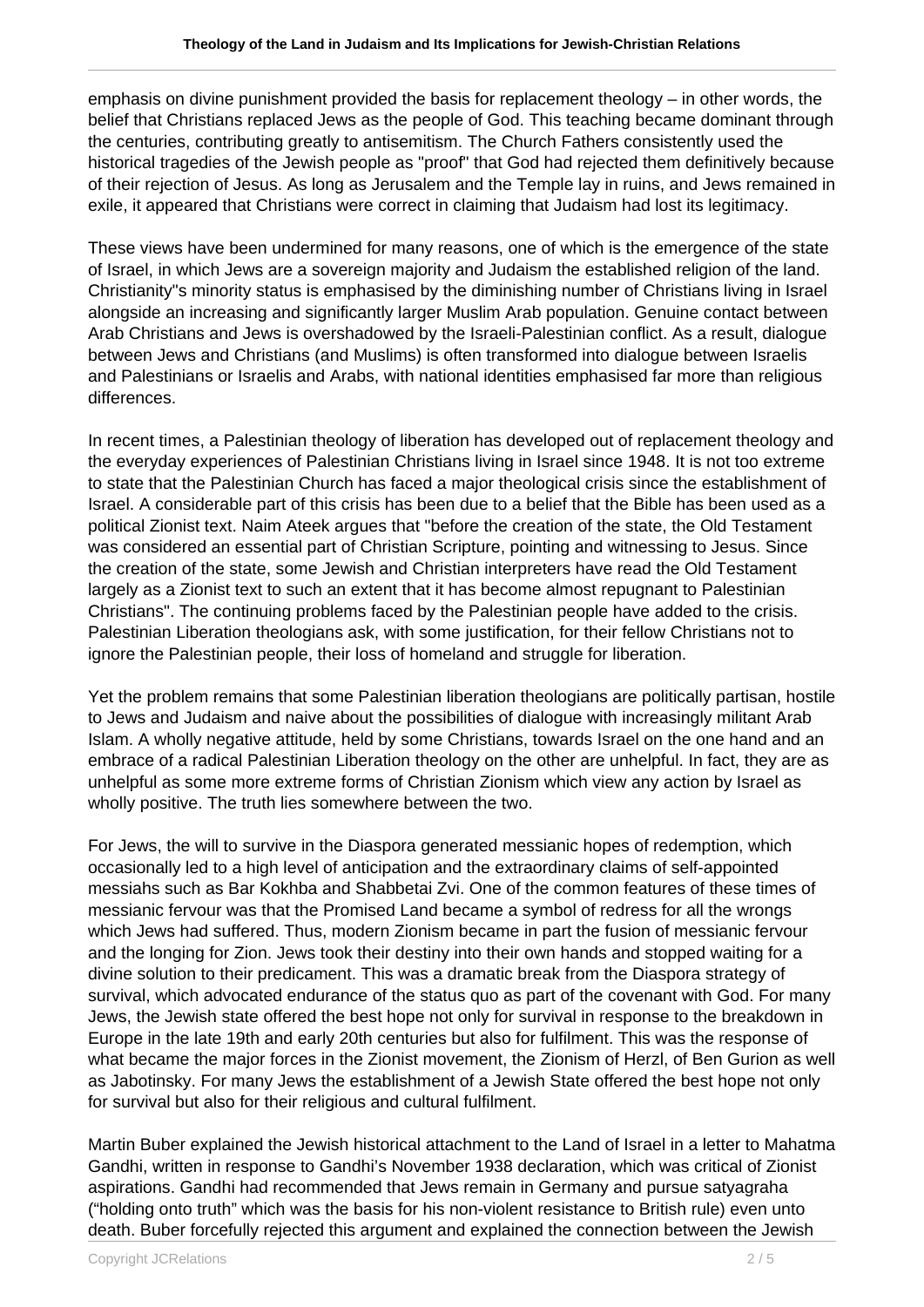emphasis on divine punishment provided the basis for replacement theology – in other words, the belief that Christians replaced Jews as the people of God. This teaching became dominant through the centuries, contributing greatly to antisemitism. The Church Fathers consistently used the historical tragedies of the Jewish people as "proof" that God had rejected them definitively because of their rejection of Jesus. As long as Jerusalem and the Temple lay in ruins, and Jews remained in exile, it appeared that Christians were correct in claiming that Judaism had lost its legitimacy.

These views have been undermined for many reasons, one of which is the emergence of the state of Israel, in which Jews are a sovereign majority and Judaism the established religion of the land. Christianity"s minority status is emphasised by the diminishing number of Christians living in Israel alongside an increasing and significantly larger Muslim Arab population. Genuine contact between Arab Christians and Jews is overshadowed by the Israeli-Palestinian conflict. As a result, dialogue between Jews and Christians (and Muslims) is often transformed into dialogue between Israelis and Palestinians or Israelis and Arabs, with national identities emphasised far more than religious differences.

In recent times, a Palestinian theology of liberation has developed out of replacement theology and the everyday experiences of Palestinian Christians living in Israel since 1948. It is not too extreme to state that the Palestinian Church has faced a major theological crisis since the establishment of Israel. A considerable part of this crisis has been due to a belief that the Bible has been used as a political Zionist text. Naim Ateek argues that "before the creation of the state, the Old Testament was considered an essential part of Christian Scripture, pointing and witnessing to Jesus. Since the creation of the state, some Jewish and Christian interpreters have read the Old Testament largely as a Zionist text to such an extent that it has become almost repugnant to Palestinian Christians". The continuing problems faced by the Palestinian people have added to the crisis. Palestinian Liberation theologians ask, with some justification, for their fellow Christians not to ignore the Palestinian people, their loss of homeland and struggle for liberation.

Yet the problem remains that some Palestinian liberation theologians are politically partisan, hostile to Jews and Judaism and naive about the possibilities of dialogue with increasingly militant Arab Islam. A wholly negative attitude, held by some Christians, towards Israel on the one hand and an embrace of a radical Palestinian Liberation theology on the other are unhelpful. In fact, they are as unhelpful as some more extreme forms of Christian Zionism which view any action by Israel as wholly positive. The truth lies somewhere between the two.

For Jews, the will to survive in the Diaspora generated messianic hopes of redemption, which occasionally led to a high level of anticipation and the extraordinary claims of self-appointed messiahs such as Bar Kokhba and Shabbetai Zvi. One of the common features of these times of messianic fervour was that the Promised Land became a symbol of redress for all the wrongs which Jews had suffered. Thus, modern Zionism became in part the fusion of messianic fervour and the longing for Zion. Jews took their destiny into their own hands and stopped waiting for a divine solution to their predicament. This was a dramatic break from the Diaspora strategy of survival, which advocated endurance of the status quo as part of the covenant with God. For many Jews, the Jewish state offered the best hope not only for survival in response to the breakdown in Europe in the late 19th and early 20th centuries but also for fulfilment. This was the response of what became the major forces in the Zionist movement, the Zionism of Herzl, of Ben Gurion as well as Jabotinsky. For many Jews the establishment of a Jewish State offered the best hope not only for survival but also for their religious and cultural fulfilment.

Martin Buber explained the Jewish historical attachment to the Land of Israel in a letter to Mahatma Gandhi, written in response to Gandhi's November 1938 declaration, which was critical of Zionist aspirations. Gandhi had recommended that Jews remain in Germany and pursue satyagraha ("holding onto truth" which was the basis for his non-violent resistance to British rule) even unto death. Buber forcefully rejected this argument and explained the connection between the Jewish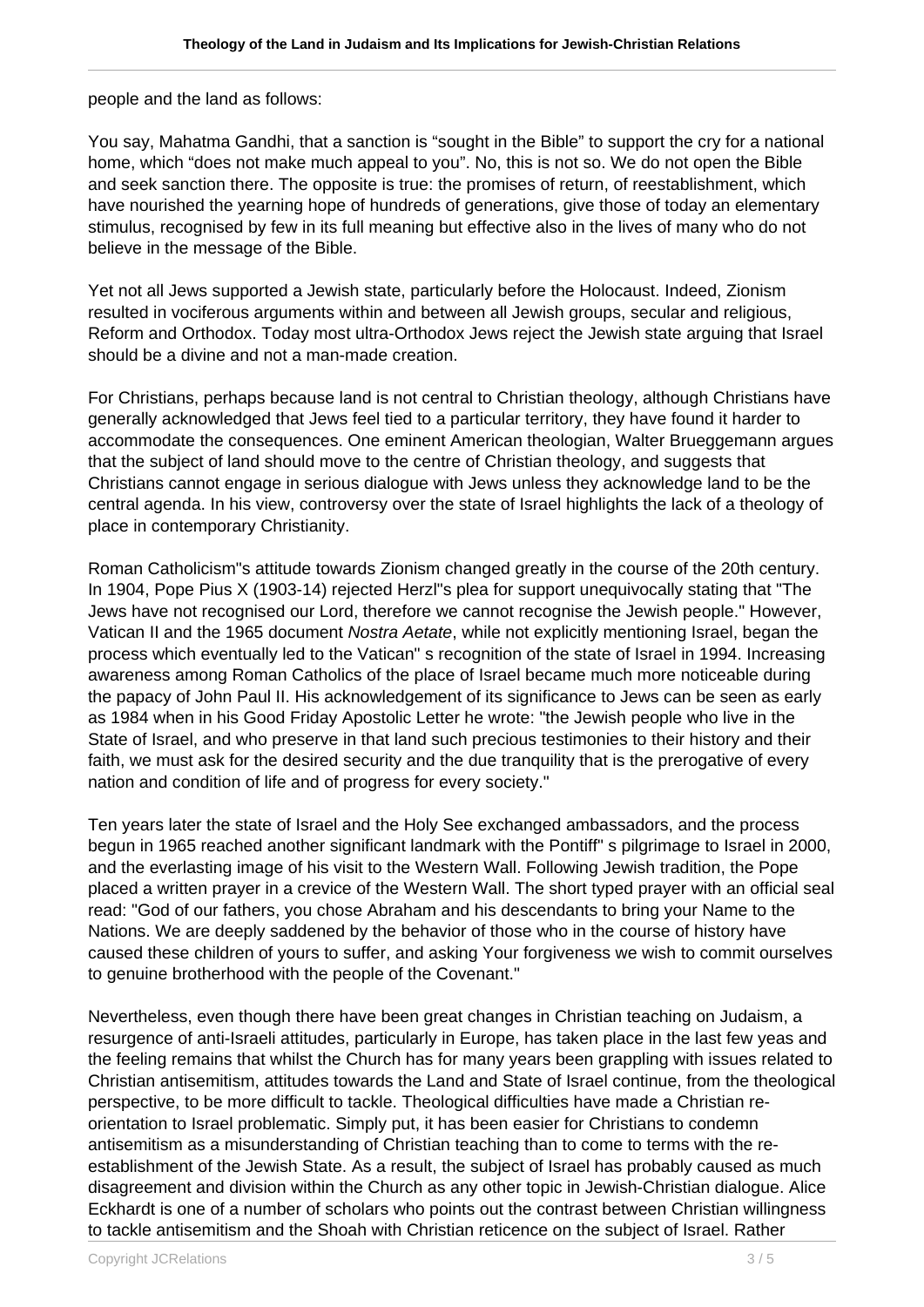people and the land as follows:

You say, Mahatma Gandhi, that a sanction is “sought in the Bible” to support the cry for a national home, which “does not make much appeal to you”. No, this is not so. We do not open the Bible and seek sanction there. The opposite is true: the promises of return, of reestablishment, which have nourished the yearning hope of hundreds of generations, give those of today an elementary stimulus, recognised by few in its full meaning but effective also in the lives of many who do not believe in the message of the Bible.

Yet not all Jews supported a Jewish state, particularly before the Holocaust. Indeed, Zionism resulted in vociferous arguments within and between all Jewish groups, secular and religious, Reform and Orthodox. Today most ultra-Orthodox Jews reject the Jewish state arguing that Israel should be a divine and not a man-made creation.

For Christians, perhaps because land is not central to Christian theology, although Christians have generally acknowledged that Jews feel tied to a particular territory, they have found it harder to accommodate the consequences. One eminent American theologian, Walter Brueggemann argues that the subject of land should move to the centre of Christian theology, and suggests that Christians cannot engage in serious dialogue with Jews unless they acknowledge land to be the central agenda. In his view, controversy over the state of Israel highlights the lack of a theology of place in contemporary Christianity.

Roman Catholicism"s attitude towards Zionism changed greatly in the course of the 20th century. In 1904, Pope Pius X (1903-14) rejected Herzl"s plea for support unequivocally stating that "The Jews have not recognised our Lord, therefore we cannot recognise the Jewish people." However, Vatican II and the 1965 document *Nostra Aetate*, while not explicitly mentioning Israel, began the process which eventually led to the Vatican" s recognition of the state of Israel in 1994. Increasing awareness among Roman Catholics of the place of Israel became much more noticeable during the papacy of John Paul II. His acknowledgement of its significance to Jews can be seen as early as 1984 when in his Good Friday Apostolic Letter he wrote: "the Jewish people who live in the State of Israel, and who preserve in that land such precious testimonies to their history and their faith, we must ask for the desired security and the due tranquility that is the prerogative of every nation and condition of life and of progress for every society."

Ten years later the state of Israel and the Holy See exchanged ambassadors, and the process begun in 1965 reached another significant landmark with the Pontiff" s pilgrimage to Israel in 2000, and the everlasting image of his visit to the Western Wall. Following Jewish tradition, the Pope placed a written prayer in a crevice of the Western Wall. The short typed prayer with an official seal read: "God of our fathers, you chose Abraham and his descendants to bring your Name to the Nations. We are deeply saddened by the behavior of those who in the course of history have caused these children of yours to suffer, and asking Your forgiveness we wish to commit ourselves to genuine brotherhood with the people of the Covenant."

Nevertheless, even though there have been great changes in Christian teaching on Judaism, a resurgence of anti-Israeli attitudes, particularly in Europe, has taken place in the last few yeas and the feeling remains that whilst the Church has for many years been grappling with issues related to Christian antisemitism, attitudes towards the Land and State of Israel continue, from the theological perspective, to be more difficult to tackle. Theological difficulties have made a Christian re-orientation to Israel problematic. Simply put, it has been easier for Christians to condemn antisemitism as a misunderstanding of Christian teaching than to come to terms with the re-establishment of the Jewish State. As a result, the subject of Israel has probably caused as much disagreement and division within the Church as any other topic in Jewish-Christian dialogue. Alice Eckhardt is one of a number of scholars who points out the contrast between Christian willingness to tackle antisemitism and the Shoah with Christian reticence on the subject of Israel. Rather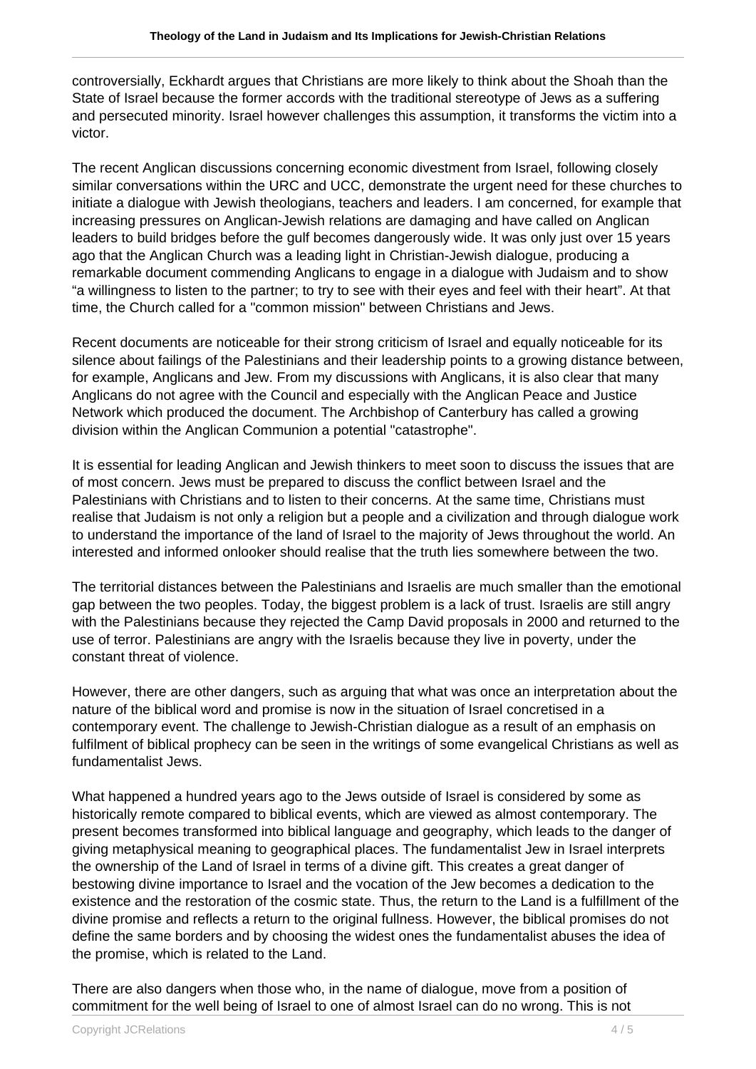controversially, Eckhardt argues that Christians are more likely to think about the Shoah than the State of Israel because the former accords with the traditional stereotype of Jews as a suffering and persecuted minority. Israel however challenges this assumption, it transforms the victim into a victor.

The recent Anglican discussions concerning economic divestment from Israel, following closely similar conversations within the URC and UCC, demonstrate the urgent need for these churches to initiate a dialogue with Jewish theologians, teachers and leaders. I am concerned, for example that increasing pressures on Anglican-Jewish relations are damaging and have called on Anglican leaders to build bridges before the gulf becomes dangerously wide. It was only just over 15 years ago that the Anglican Church was a leading light in Christian-Jewish dialogue, producing a remarkable document commending Anglicans to engage in a dialogue with Judaism and to show "a willingness to listen to the partner; to try to see with their eyes and feel with their heart". At that time, the Church called for a "common mission" between Christians and Jews.

Recent documents are noticeable for their strong criticism of Israel and equally noticeable for its silence about failings of the Palestinians and their leadership points to a growing distance between, for example, Anglicans and Jew. From my discussions with Anglicans, it is also clear that many Anglicans do not agree with the Council and especially with the Anglican Peace and Justice Network which produced the document. The Archbishop of Canterbury has called a growing division within the Anglican Communion a potential "catastrophe".

It is essential for leading Anglican and Jewish thinkers to meet soon to discuss the issues that are of most concern. Jews must be prepared to discuss the conflict between Israel and the Palestinians with Christians and to listen to their concerns. At the same time, Christians must realise that Judaism is not only a religion but a people and a civilization and through dialogue work to understand the importance of the land of Israel to the majority of Jews throughout the world. An interested and informed onlooker should realise that the truth lies somewhere between the two.

The territorial distances between the Palestinians and Israelis are much smaller than the emotional gap between the two peoples. Today, the biggest problem is a lack of trust. Israelis are still angry with the Palestinians because they rejected the Camp David proposals in 2000 and returned to the use of terror. Palestinians are angry with the Israelis because they live in poverty, under the constant threat of violence.

However, there are other dangers, such as arguing that what was once an interpretation about the nature of the biblical word and promise is now in the situation of Israel concretised in a contemporary event. The challenge to Jewish-Christian dialogue as a result of an emphasis on fulfilment of biblical prophecy can be seen in the writings of some evangelical Christians as well as fundamentalist Jews.

What happened a hundred years ago to the Jews outside of Israel is considered by some as historically remote compared to biblical events, which are viewed as almost contemporary. The present becomes transformed into biblical language and geography, which leads to the danger of giving metaphysical meaning to geographical places. The fundamentalist Jew in Israel interprets the ownership of the Land of Israel in terms of a divine gift. This creates a great danger of bestowing divine importance to Israel and the vocation of the Jew becomes a dedication to the existence and the restoration of the cosmic state. Thus, the return to the Land is a fulfillment of the divine promise and reflects a return to the original fullness. However, the biblical promises do not define the same borders and by choosing the widest ones the fundamentalist abuses the idea of the promise, which is related to the Land.

There are also dangers when those who, in the name of dialogue, move from a position of commitment for the well being of Israel to one of almost Israel can do no wrong. This is not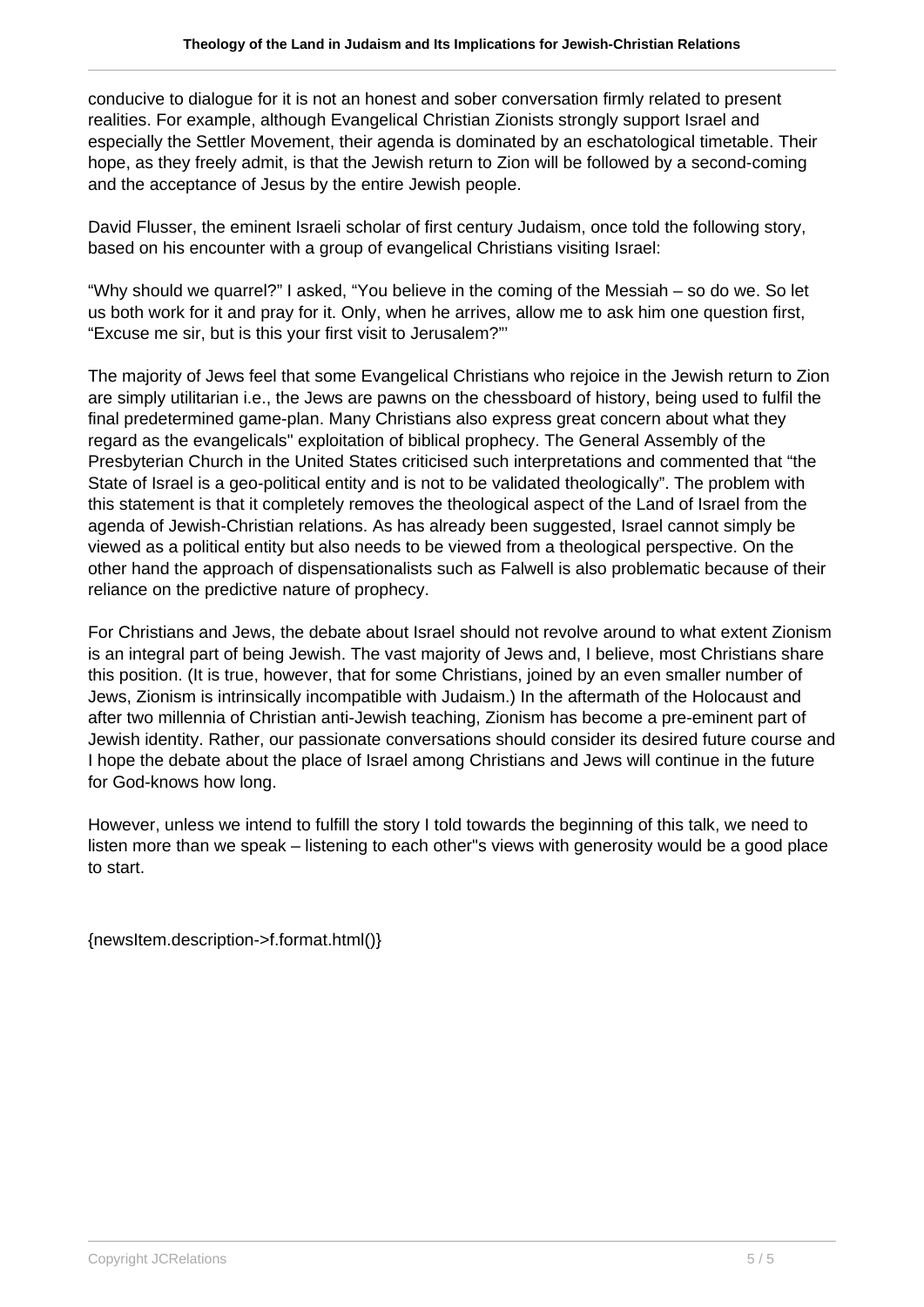conducive to dialogue for it is not an honest and sober conversation firmly related to present realities. For example, although Evangelical Christian Zionists strongly support Israel and especially the Settler Movement, their agenda is dominated by an eschatological timetable. Their hope, as they freely admit, is that the Jewish return to Zion will be followed by a second-coming and the acceptance of Jesus by the entire Jewish people.

David Flusser, the eminent Israeli scholar of first century Judaism, once told the following story, based on his encounter with a group of evangelical Christians visiting Israel:

"Why should we quarrel?" I asked, "You believe in the coming of the Messiah – so do we. So let us both work for it and pray for it. Only, when he arrives, allow me to ask him one question first, "Excuse me sir, but is this your first visit to Jerusalem?"'

The majority of Jews feel that some Evangelical Christians who rejoice in the Jewish return to Zion are simply utilitarian i.e., the Jews are pawns on the chessboard of history, being used to fulfil the final predetermined game-plan. Many Christians also express great concern about what they regard as the evangelicals'' exploitation of biblical prophecy. The General Assembly of the Presbyterian Church in the United States criticised such interpretations and commented that "the State of Israel is a geo-political entity and is not to be validated theologically". The problem with this statement is that it completely removes the theological aspect of the Land of Israel from the agenda of Jewish-Christian relations. As has already been suggested, Israel cannot simply be viewed as a political entity but also needs to be viewed from a theological perspective. On the other hand the approach of dispensationalists such as Falwell is also problematic because of their reliance on the predictive nature of prophecy.

For Christians and Jews, the debate about Israel should not revolve around to what extent Zionism is an integral part of being Jewish. The vast majority of Jews and, I believe, most Christians share this position. (It is true, however, that for some Christians, joined by an even smaller number of Jews, Zionism is intrinsically incompatible with Judaism.) In the aftermath of the Holocaust and after two millennia of Christian anti-Jewish teaching, Zionism has become a pre-eminent part of Jewish identity. Rather, our passionate conversations should consider its desired future course and I hope the debate about the place of Israel among Christians and Jews will continue in the future for God-knows how long.

However, unless we intend to fulfill the story I told towards the beginning of this talk, we need to listen more than we speak – listening to each other''s views with generosity would be a good place to start.

{newsItem.description->f.format.html()}